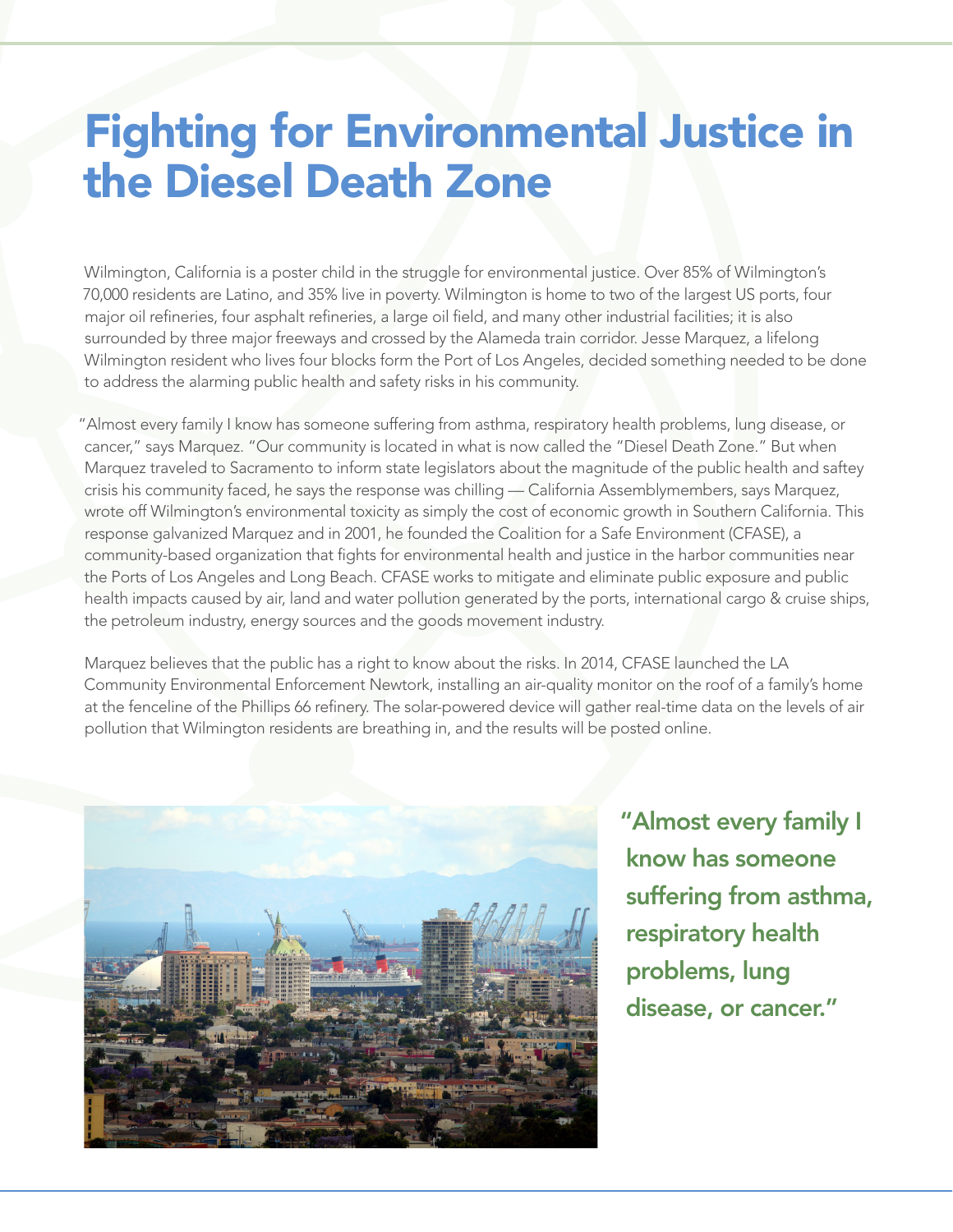# Fighting for Environmental Justice in the Diesel Death Zone

Wilmington, California is a poster child in the struggle for environmental justice. Over 85% of Wilmington's 70,000 residents are Latino, and 35% live in poverty. Wilmington is home to two of the largest US ports, four major oil refineries, four asphalt refineries, a large oil field, and many other industrial facilities; it is also surrounded by three major freeways and crossed by the Alameda train corridor. Jesse Marquez, a lifelong Wilmington resident who lives four blocks form the Port of Los Angeles, decided something needed to be done to address the alarming public health and safety risks in his community.

"Almost every family I know has someone suffering from asthma, respiratory health problems, lung disease, or cancer," says Marquez. "Our community is located in what is now called the "Diesel Death Zone." But when Marquez traveled to Sacramento to inform state legislators about the magnitude of the public health and saftey crisis his community faced, he says the response was chilling — California Assemblymembers, says Marquez, wrote off Wilmington's environmental toxicity as simply the cost of economic growth in Southern California. This response galvanized Marquez and in 2001, he founded the Coalition for a Safe Environment (CFASE), a community-based organization that fights for environmental health and justice in the harbor communities near the Ports of Los Angeles and Long Beach. CFASE works to mitigate and eliminate public exposure and public health impacts caused by air, land and water pollution generated by the ports, international cargo & cruise ships, the petroleum industry, energy sources and the goods movement industry.

Marquez believes that the public has a right to know about the risks. In 2014, CFASE launched the LA Community Environmental Enforcement Newtork, installing an air-quality monitor on the roof of a family's home at the fenceline of the Phillips 66 refinery. The solar-powered device will gather real-time data on the levels of air pollution that Wilmington residents are breathing in, and the results will be posted online.

**"Almost every family I know has someone suffering from asthma, respiratory health problems, lung disease, or cancer."**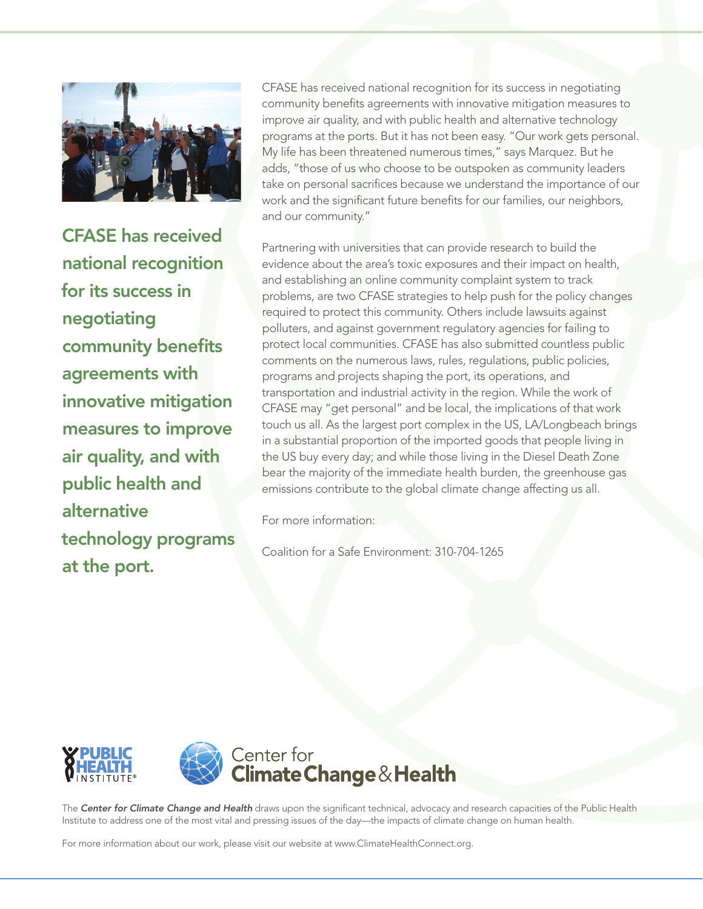**CFASE has received national recognition for its success in negotiating community benefits agreements with innovative mitigation measures to improve air quality, and with public health and alternative technology programs at the port.**

CFASE has received national recognition for its success in negotiating community benefits agreements with innovative mitigation measures to improve air quality, and with public health and alternative technology programs at the ports. But it has not been easy. "Our work gets personal. My life has been threatened numerous times," says Marquez. But he adds, "those of us who choose to be outspoken as community leaders take on personal sacrifices because we understand the importance of our work and the significant future benefits for our families, our neighbors, and our community."

Partnering with universities that can provide research to build the evidence about the area's toxic exposures and their impact on health, and establishing an online community complaint system to track problems, are two CFASE strategies to help push for the policy changes required to protect this community. Others include lawsuits against polluters, and against government regulatory agencies for failing to protect local communities. CFASE has also submitted countless public comments on the numerous laws, rules, regulations, public policies, programs and projects shaping the port, its operations, and transportation and industrial activity in the region. While the work of CFASE may "get personal" and be local, the implications of that work touch us all. As the largest port complex in the US, LA/Longbeach brings in a substantial proportion of the imported goods that people living in the US buy every day; and while those living in the Diesel Death Zone bear the majority of the immediate health burden, the greenhouse gas emissions contribute to the global climate change affecting us all.

For more information:

Coalition for a Safe Environment: 310-704-1265

PUBLIC HEALTH INSTITUTE®

Center for **Climate Change & Health**

The ***Center for Climate Change and Health*** draws upon the significant technical, advocacy and research capacities of the Public Health Institute to address one of the most vital and pressing issues of the day—the impacts of climate change on human health.

For more information about our work, please visit our website at www.ClimateHealthConnect.org.